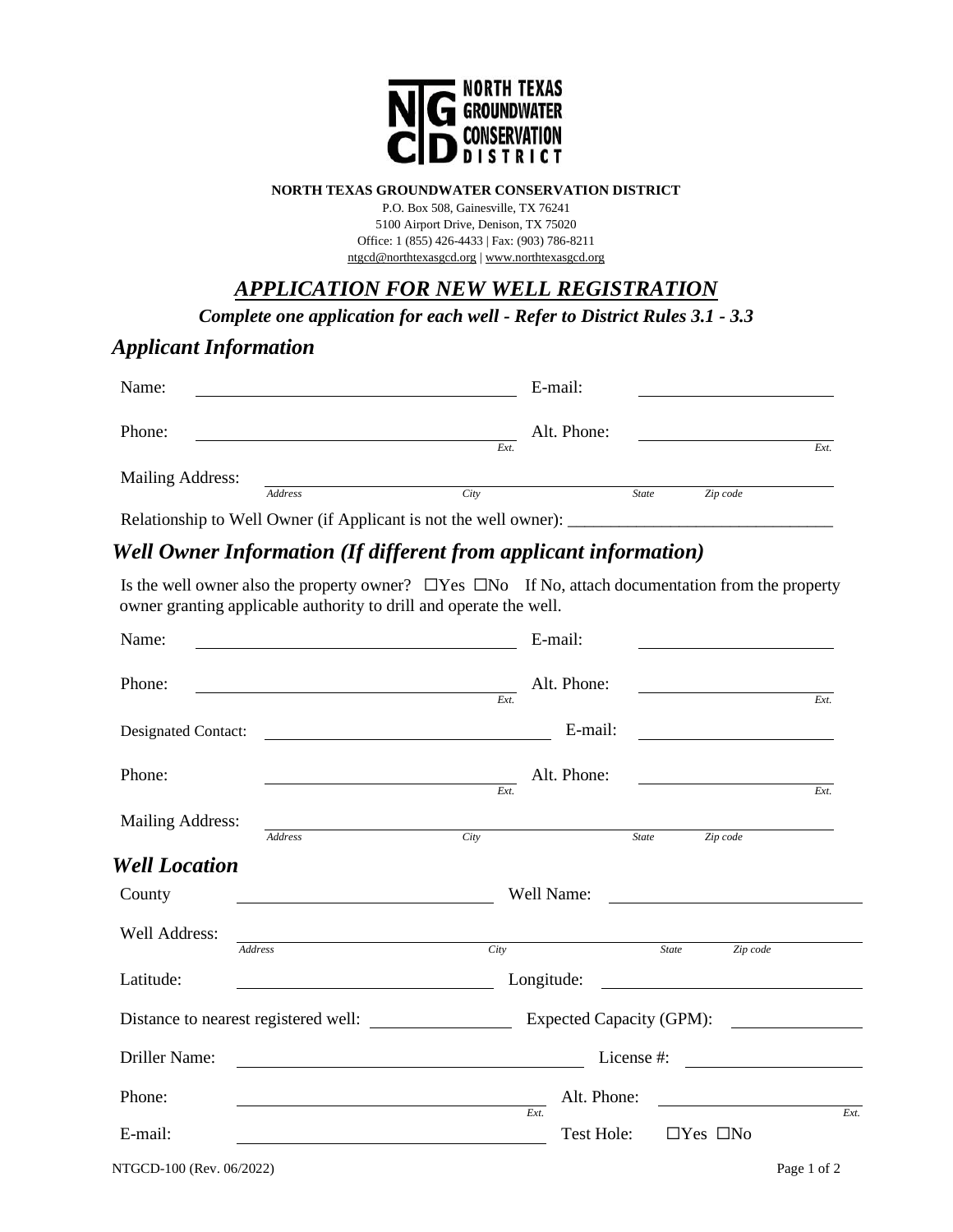**NORTH TEXAS GROUNDWATER CONSERVATION DISTRICT**

P.O. Box 508, Gainesville, TX 76241
5100 Airport Drive, Denison, TX 75020
Office: 1 (855) 426-4433 | Fax: (903) 786-8211
ntgcd@northtexasgcd.org | www.northtexasgcd.org

# *APPLICATION FOR NEW WELL REGISTRATION*

***Complete one application for each well - Refer to District Rules 3.1 - 3.3***

## *Applicant Information*

Name: ______________________________ E-mail: ______________________________

Phone: ______________________________ Ext. Alt. Phone: ______________________________ Ext.

Mailing Address: ______________________________
*Address* *City* *State* *Zip code*

Relationship to Well Owner (if Applicant is not the well owner): ______________________________

## *Well Owner Information (If different from applicant information)*

Is the well owner also the property owner? ☐Yes ☐No If No, attach documentation from the property owner granting applicable authority to drill and operate the well.

Name: ______________________________ E-mail: ______________________________

Phone: ______________________________ Ext. Alt. Phone: ______________________________ Ext.

Designated Contact: ______________________________ E-mail: ______________________________

Phone: ______________________________ Ext. Alt. Phone: ______________________________ Ext.

Mailing Address: ______________________________
*Address* *City* *State* *Zip code*

## *Well Location*

County ______________________________ Well Name: ______________________________

Well Address: ______________________________
*Address* *City* *State* *Zip code*

Latitude: ______________________________ Longitude: ______________________________

Distance to nearest registered well: ______________ Expected Capacity (GPM): ______________

Driller Name: ______________________________ License #: ______________________________

Phone: ______________________________ Ext. Alt. Phone: ______________________________ Ext.

E-mail: ______________________________ Test Hole: ☐Yes ☐No

NTGCD-100 (Rev. 06/2022)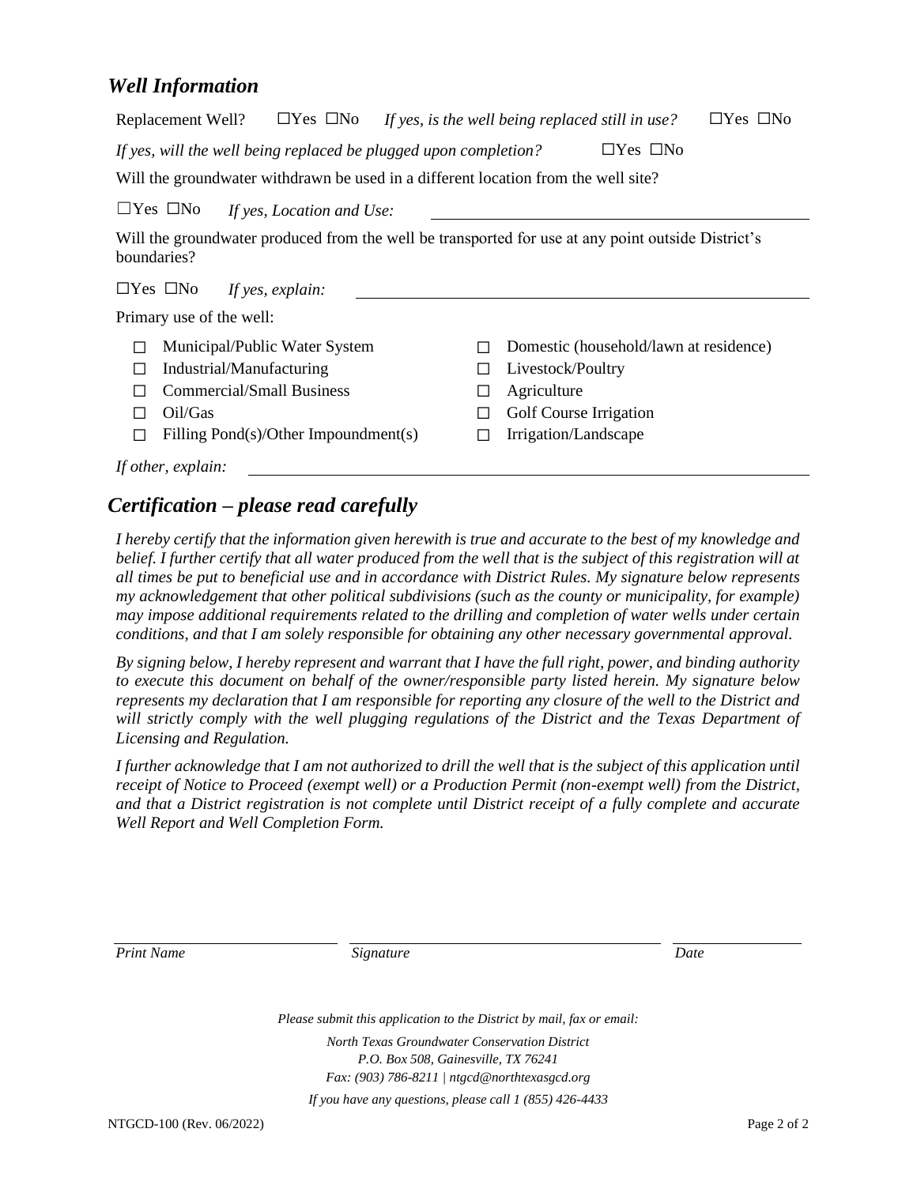## *Well Information*

Replacement Well? ☐Yes ☐No *If yes, is the well being replaced still in use?* ☐Yes ☐No

*If yes, will the well being replaced be plugged upon completion?* ☐Yes ☐No

Will the groundwater withdrawn be used in a different location from the well site?

☐Yes ☐No *If yes, Location and Use:* ______________________________

Will the groundwater produced from the well be transported for use at any point outside District's boundaries?

☐Yes ☐No *If yes, explain:* ______________________________

Primary use of the well:

- ☐ Municipal/Public Water System
- ☐ Industrial/Manufacturing
- ☐ Commercial/Small Business
- ☐ Oil/Gas
- ☐ Filling Pond(s)/Other Impoundment(s)
- ☐ Domestic (household/lawn at residence)
- ☐ Livestock/Poultry
- ☐ Agriculture
- ☐ Golf Course Irrigation
- ☐ Irrigation/Landscape

*If other, explain:* ______________________________

## *Certification – please read carefully*

*I hereby certify that the information given herewith is true and accurate to the best of my knowledge and belief. I further certify that all water produced from the well that is the subject of this registration will at all times be put to beneficial use and in accordance with District Rules. My signature below represents my acknowledgement that other political subdivisions (such as the county or municipality, for example) may impose additional requirements related to the drilling and completion of water wells under certain conditions, and that I am solely responsible for obtaining any other necessary governmental approval.*

*By signing below, I hereby represent and warrant that I have the full right, power, and binding authority to execute this document on behalf of the owner/responsible party listed herein. My signature below represents my declaration that I am responsible for reporting any closure of the well to the District and will strictly comply with the well plugging regulations of the District and the Texas Department of Licensing and Regulation.*

*I further acknowledge that I am not authorized to drill the well that is the subject of this application until receipt of Notice to Proceed (exempt well) or a Production Permit (non-exempt well) from the District, and that a District registration is not complete until District receipt of a fully complete and accurate Well Report and Well Completion Form.*

______________________ ______________________ ______________

*Print Name* *Signature* *Date*

*Please submit this application to the District by mail, fax or email:*

*North Texas Groundwater Conservation District*
*P.O. Box 508, Gainesville, TX 76241*
*Fax: (903) 786-8211 | ntgcd@northtexasgcd.org*

*If you have any questions, please call 1 (855) 426-4433*

NTGCD-100 (Rev. 06/2022)